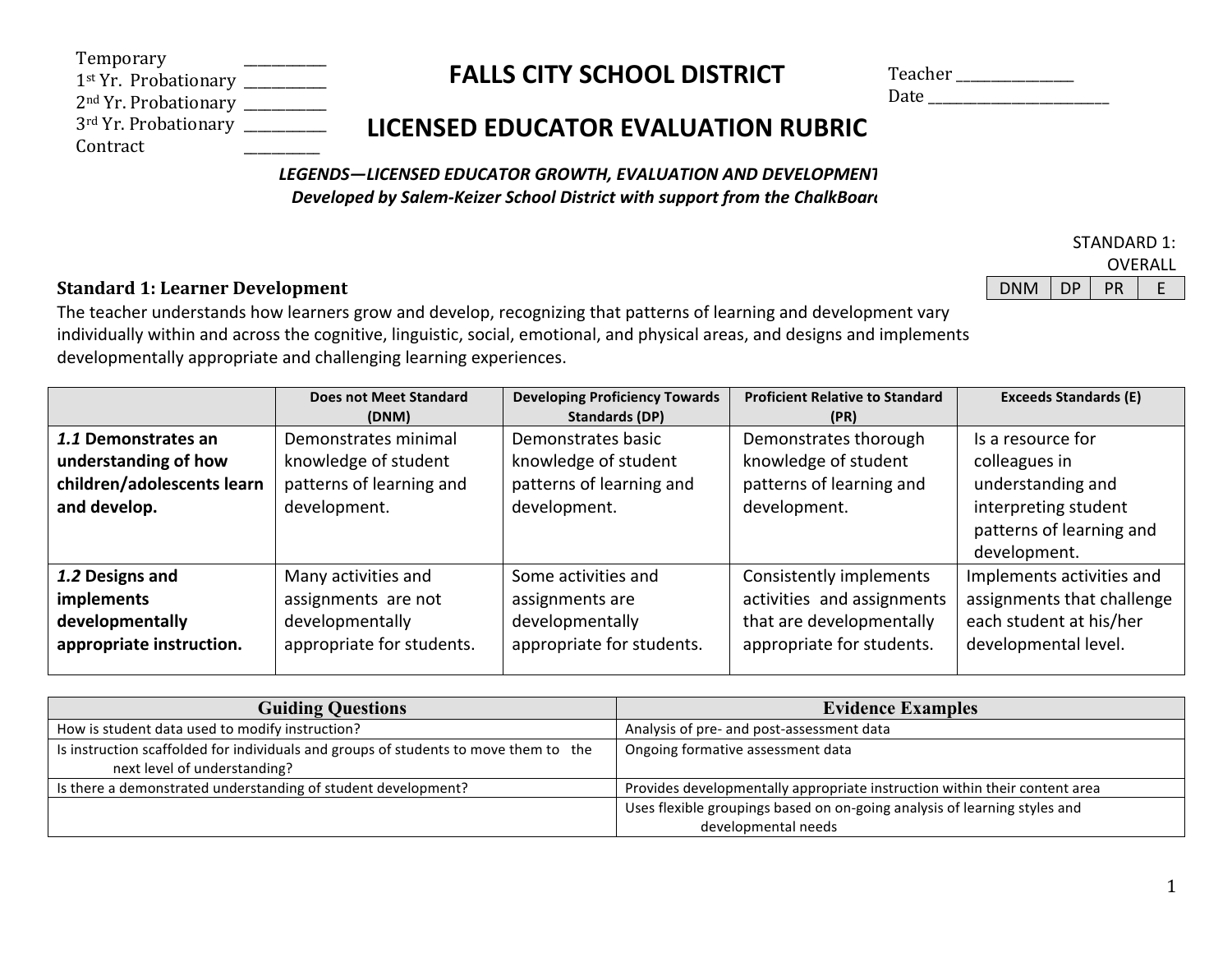Temporary ___________
1st Yr. Probationary ___________
2nd Yr. Probationary ___________
3rd Yr. Probationary ___________
Contract ___________

# FALLS CITY SCHOOL DISTRICT

# LICENSED EDUCATOR EVALUATION RUBRIC

Teacher _______________
Date ________________________

***LEGENDS—LICENSED EDUCATOR GROWTH, EVALUATION AND DEVELOPMENT***
***Developed by Salem-Keizer School District with support from the ChalkBoard***

STANDARD 1: OVERALL

| DNM | DP | PR | E |
|---|---|---|---|

## Standard 1: Learner Development

The teacher understands how learners grow and develop, recognizing that patterns of learning and development vary individually within and across the cognitive, linguistic, social, emotional, and physical areas, and designs and implements developmentally appropriate and challenging learning experiences.

| | Does not Meet Standard (DNM) | Developing Proficiency Towards Standards (DP) | Proficient Relative to Standard (PR) | Exceeds Standards (E) |
|---|---|---|---|---|
| ***1.1* Demonstrates an understanding of how children/adolescents learn and develop.** | Demonstrates minimal knowledge of student patterns of learning and development. | Demonstrates basic knowledge of student patterns of learning and development. | Demonstrates thorough knowledge of student patterns of learning and development. | Is a resource for colleagues in understanding and interpreting student patterns of learning and development. |
| ***1.2* Designs and implements developmentally appropriate instruction.** | Many activities and assignments are not developmentally appropriate for students. | Some activities and assignments are developmentally appropriate for students. | Consistently implements activities and assignments that are developmentally appropriate for students. | Implements activities and assignments that challenge each student at his/her developmental level. |

| Guiding Questions | Evidence Examples |
|---|---|
| How is student data used to modify instruction? | Analysis of pre- and post-assessment data |
| Is instruction scaffolded for individuals and groups of students to move them to the next level of understanding? | Ongoing formative assessment data |
| Is there a demonstrated understanding of student development? | Provides developmentally appropriate instruction within their content area |
| | Uses flexible groupings based on on-going analysis of learning styles and developmental needs |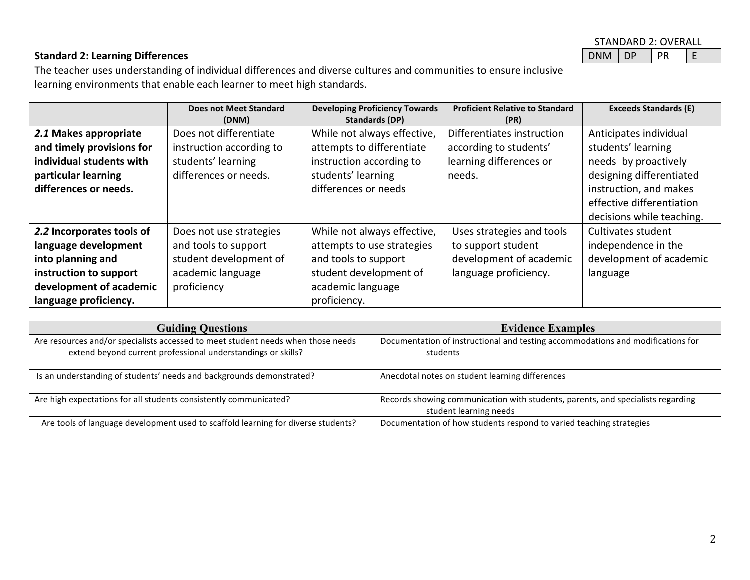STANDARD 2: OVERALL

| DNM | DP | PR | E |
|---|---|---|---|

**Standard 2: Learning Differences**

The teacher uses understanding of individual differences and diverse cultures and communities to ensure inclusive learning environments that enable each learner to meet high standards.

| | Does not Meet Standard (DNM) | Developing Proficiency Towards Standards (DP) | Proficient Relative to Standard (PR) | Exceeds Standards (E) |
|---|---|---|---|---|
| ***2.1* Makes appropriate and timely provisions for individual students with particular learning differences or needs.** | Does not differentiate instruction according to students' learning differences or needs. | While not always effective, attempts to differentiate instruction according to students' learning differences or needs | Differentiates instruction according to students' learning differences or needs. | Anticipates individual students' learning needs by proactively designing differentiated instruction, and makes effective differentiation decisions while teaching. |
| ***2.2* Incorporates tools of language development into planning and instruction to support development of academic language proficiency.** | Does not use strategies and tools to support student development of academic language proficiency | While not always effective, attempts to use strategies and tools to support student development of academic language proficiency. | Uses strategies and tools to support student development of academic language proficiency. | Cultivates student independence in the development of academic language |

| Guiding Questions | Evidence Examples |
|---|---|
| Are resources and/or specialists accessed to meet student needs when those needs extend beyond current professional understandings or skills? | Documentation of instructional and testing accommodations and modifications for students |
| Is an understanding of students' needs and backgrounds demonstrated? | Anecdotal notes on student learning differences |
| Are high expectations for all students consistently communicated? | Records showing communication with students, parents, and specialists regarding student learning needs |
| Are tools of language development used to scaffold learning for diverse students? | Documentation of how students respond to varied teaching strategies |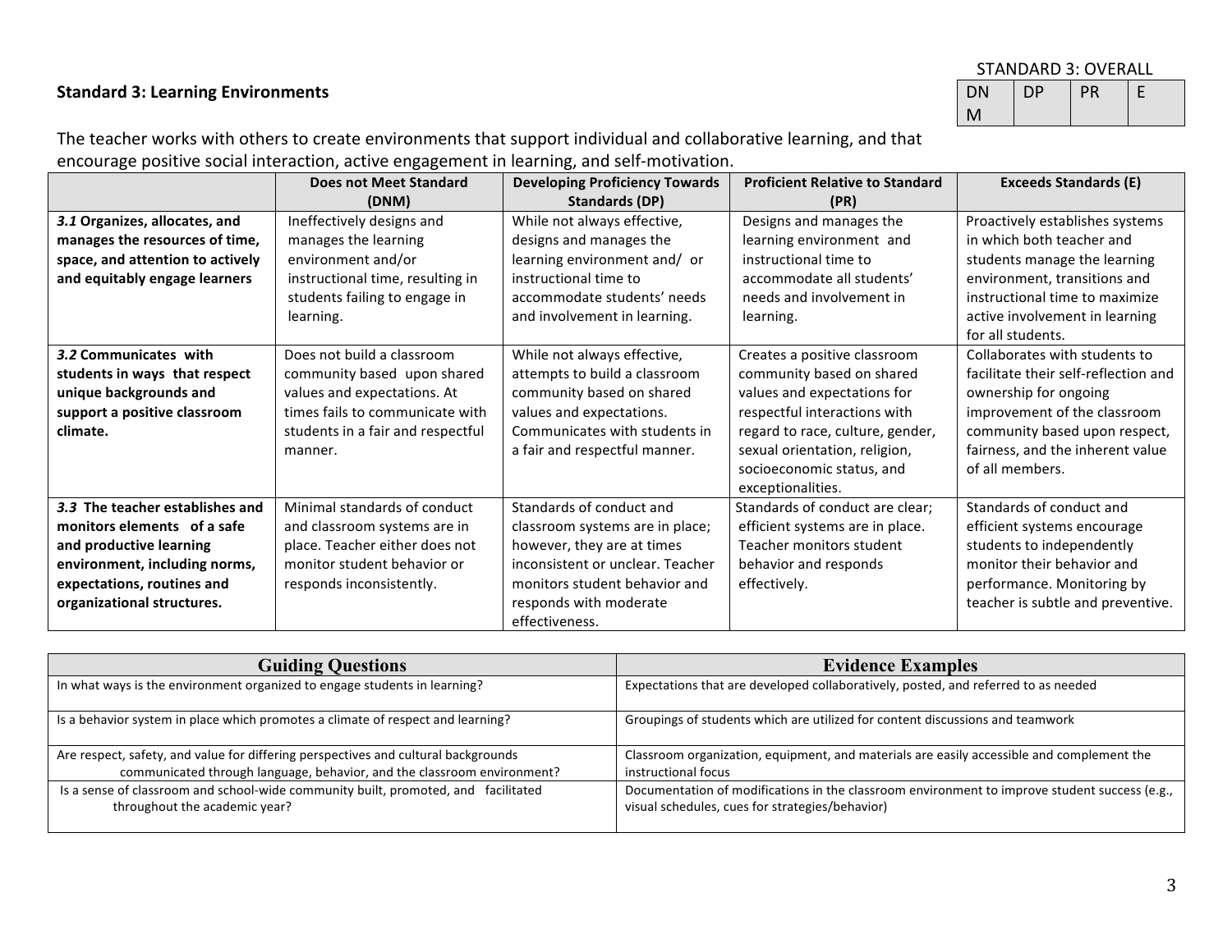STANDARD 3: OVERALL

| DNM | DP | PR | E |
|---|---|---|---|
| | | | |

**Standard 3: Learning Environments**

The teacher works with others to create environments that support individual and collaborative learning, and that encourage positive social interaction, active engagement in learning, and self-motivation.

| | Does not Meet Standard (DNM) | Developing Proficiency Towards Standards (DP) | Proficient Relative to Standard (PR) | Exceeds Standards (E) |
|---|---|---|---|---|
| ***3.1* Organizes, allocates, and manages the resources of time, space, and attention to actively and equitably engage learners** | Ineffectively designs and manages the learning environment and/or instructional time, resulting in students failing to engage in learning. | While not always effective, designs and manages the learning environment and/ or instructional time to accommodate students' needs and involvement in learning. | Designs and manages the learning environment and instructional time to accommodate all students' needs and involvement in learning. | Proactively establishes systems in which both teacher and students manage the learning environment, transitions and instructional time to maximize active involvement in learning for all students. |
| ***3.2* Communicates with students in ways that respect unique backgrounds and support a positive classroom climate.** | Does not build a classroom community based upon shared values and expectations. At times fails to communicate with students in a fair and respectful manner. | While not always effective, attempts to build a classroom community based on shared values and expectations. Communicates with students in a fair and respectful manner. | Creates a positive classroom community based on shared values and expectations for respectful interactions with regard to race, culture, gender, sexual orientation, religion, socioeconomic status, and exceptionalities. | Collaborates with students to facilitate their self-reflection and ownership for ongoing improvement of the classroom community based upon respect, fairness, and the inherent value of all members. |
| ***3.3* The teacher establishes and monitors elements of a safe and productive learning environment, including norms, expectations, routines and organizational structures.** | Minimal standards of conduct and classroom systems are in place. Teacher either does not monitor student behavior or responds inconsistently. | Standards of conduct and classroom systems are in place; however, they are at times inconsistent or unclear. Teacher monitors student behavior and responds with moderate effectiveness. | Standards of conduct are clear; efficient systems are in place. Teacher monitors student behavior and responds effectively. | Standards of conduct and efficient systems encourage students to independently monitor their behavior and performance. Monitoring by teacher is subtle and preventive. |

| Guiding Questions | Evidence Examples |
|---|---|
| In what ways is the environment organized to engage students in learning? | Expectations that are developed collaboratively, posted, and referred to as needed |
| Is a behavior system in place which promotes a climate of respect and learning? | Groupings of students which are utilized for content discussions and teamwork |
| Are respect, safety, and value for differing perspectives and cultural backgrounds communicated through language, behavior, and the classroom environment? | Classroom organization, equipment, and materials are easily accessible and complement the instructional focus |
| Is a sense of classroom and school-wide community built, promoted, and facilitated throughout the academic year? | Documentation of modifications in the classroom environment to improve student success (e.g., visual schedules, cues for strategies/behavior) |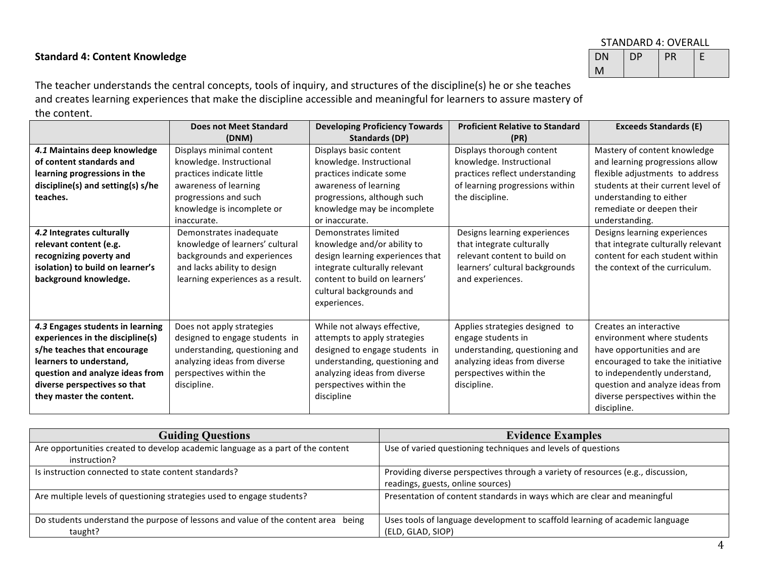STANDARD 4: OVERALL

| DNM | DP | PR | E |
|---|---|---|---|
| | | | |

**Standard 4: Content Knowledge**

The teacher understands the central concepts, tools of inquiry, and structures of the discipline(s) he or she teaches and creates learning experiences that make the discipline accessible and meaningful for learners to assure mastery of the content.

| | Does not Meet Standard (DNM) | Developing Proficiency Towards Standards (DP) | Proficient Relative to Standard (PR) | Exceeds Standards (E) |
|---|---|---|---|---|
| ***4.1* Maintains deep knowledge of content standards and learning progressions in the discipline(s) and setting(s) s/he teaches.** | Displays minimal content knowledge. Instructional practices indicate little awareness of learning progressions and such knowledge is incomplete or inaccurate. | Displays basic content knowledge. Instructional practices indicate some awareness of learning progressions, although such knowledge may be incomplete or inaccurate. | Displays thorough content knowledge. Instructional practices reflect understanding of learning progressions within the discipline. | Mastery of content knowledge and learning progressions allow flexible adjustments to address students at their current level of understanding to either remediate or deepen their understanding. |
| ***4.2* Integrates culturally relevant content (e.g. recognizing poverty and isolation) to build on learner's background knowledge.** | Demonstrates inadequate knowledge of learners' cultural backgrounds and experiences and lacks ability to design learning experiences as a result. | Demonstrates limited knowledge and/or ability to design learning experiences that integrate culturally relevant content to build on learners' cultural backgrounds and experiences. | Designs learning experiences that integrate culturally relevant content to build on learners' cultural backgrounds and experiences. | Designs learning experiences that integrate culturally relevant content for each student within the context of the curriculum. |
| ***4.3* Engages students in learning experiences in the discipline(s) s/he teaches that encourage learners to understand, question and analyze ideas from diverse perspectives so that they master the content.** | Does not apply strategies designed to engage students in understanding, questioning and analyzing ideas from diverse perspectives within the discipline. | While not always effective, attempts to apply strategies designed to engage students in understanding, questioning and analyzing ideas from diverse perspectives within the discipline | Applies strategies designed to engage students in understanding, questioning and analyzing ideas from diverse perspectives within the discipline. | Creates an interactive environment where students have opportunities and are encouraged to take the initiative to independently understand, question and analyze ideas from diverse perspectives within the discipline. |

| Guiding Questions | Evidence Examples |
|---|---|
| Are opportunities created to develop academic language as a part of the content instruction? | Use of varied questioning techniques and levels of questions |
| Is instruction connected to state content standards? | Providing diverse perspectives through a variety of resources (e.g., discussion, readings, guests, online sources) |
| Are multiple levels of questioning strategies used to engage students? | Presentation of content standards in ways which are clear and meaningful |
| Do students understand the purpose of lessons and value of the content area being taught? | Uses tools of language development to scaffold learning of academic language (ELD, GLAD, SIOP) |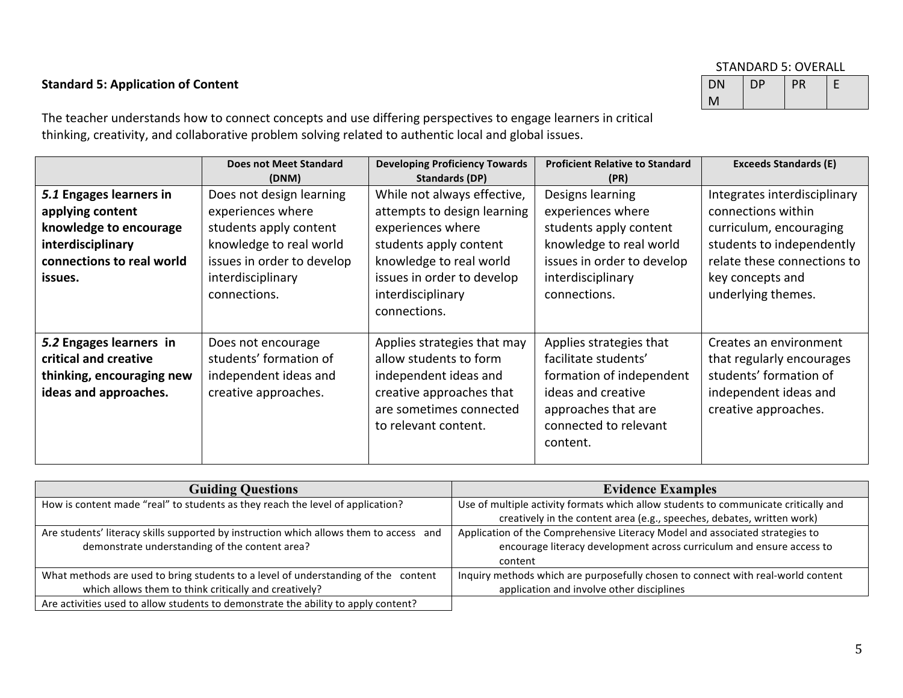STANDARD 5: OVERALL

| DNM | DP | PR | E |
|---|---|---|---|
| | | | |

**Standard 5: Application of Content**

The teacher understands how to connect concepts and use differing perspectives to engage learners in critical thinking, creativity, and collaborative problem solving related to authentic local and global issues.

| | Does not Meet Standard (DNM) | Developing Proficiency Towards Standards (DP) | Proficient Relative to Standard (PR) | Exceeds Standards (E) |
|---|---|---|---|---|
| ***5.1* Engages learners in applying content knowledge to encourage interdisciplinary connections to real world issues.** | Does not design learning experiences where students apply content knowledge to real world issues in order to develop interdisciplinary connections. | While not always effective, attempts to design learning experiences where students apply content knowledge to real world issues in order to develop interdisciplinary connections. | Designs learning experiences where students apply content knowledge to real world issues in order to develop interdisciplinary connections. | Integrates interdisciplinary connections within curriculum, encouraging students to independently relate these connections to key concepts and underlying themes. |
| ***5.2* Engages learners in critical and creative thinking, encouraging new ideas and approaches.** | Does not encourage students' formation of independent ideas and creative approaches. | Applies strategies that may allow students to form independent ideas and creative approaches that are sometimes connected to relevant content. | Applies strategies that facilitate students' formation of independent ideas and creative approaches that are connected to relevant content. | Creates an environment that regularly encourages students' formation of independent ideas and creative approaches. |

| Guiding Questions | Evidence Examples |
|---|---|
| How is content made "real" to students as they reach the level of application? | Use of multiple activity formats which allow students to communicate critically and creatively in the content area (e.g., speeches, debates, written work) |
| Are students' literacy skills supported by instruction which allows them to access and demonstrate understanding of the content area? | Application of the Comprehensive Literacy Model and associated strategies to encourage literacy development across curriculum and ensure access to content |
| What methods are used to bring students to a level of understanding of the content which allows them to think critically and creatively? | Inquiry methods which are purposefully chosen to connect with real-world content application and involve other disciplines |
| Are activities used to allow students to demonstrate the ability to apply content? | |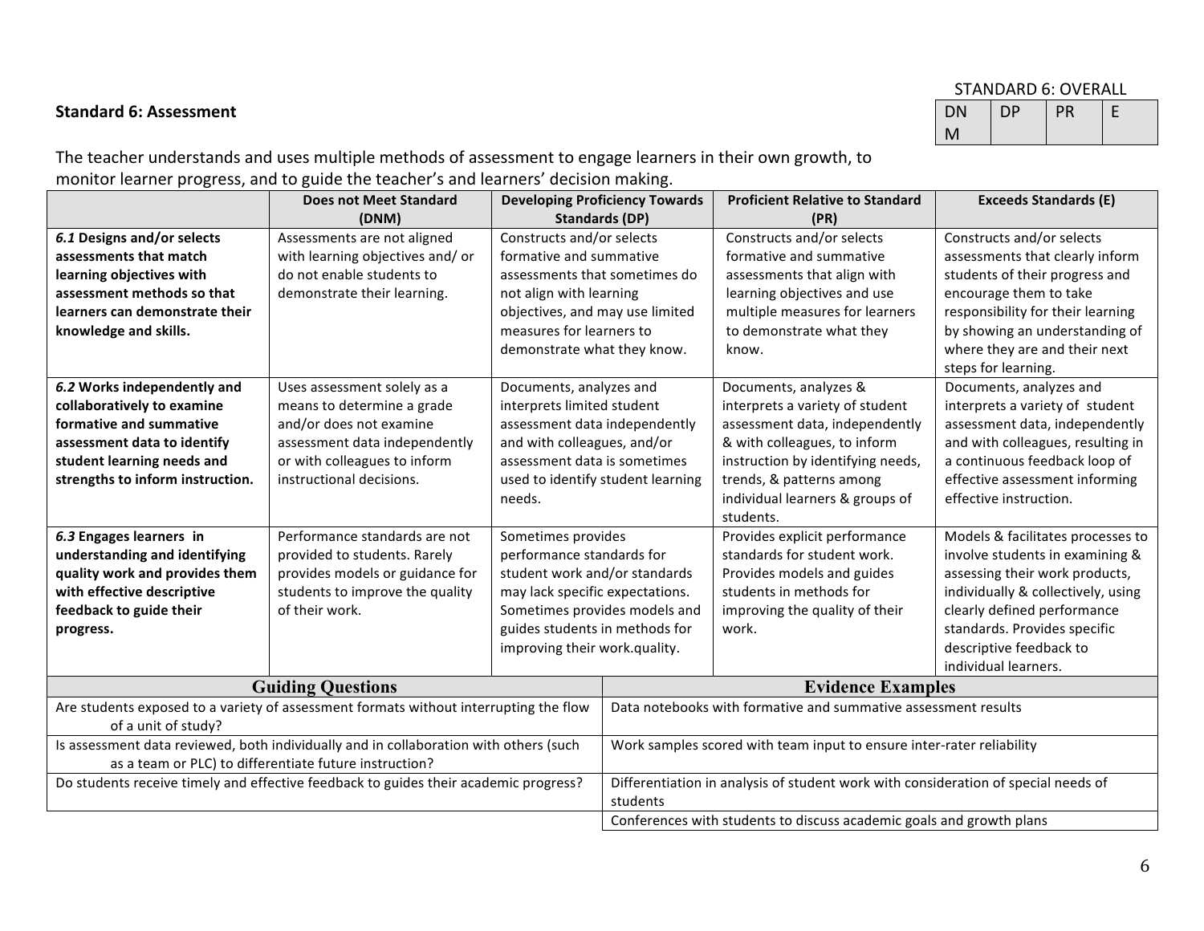STANDARD 6: OVERALL

| DNM | DP | PR | E |
|---|---|---|---|
| | | | |

**Standard 6: Assessment**

The teacher understands and uses multiple methods of assessment to engage learners in their own growth, to monitor learner progress, and to guide the teacher's and learners' decision making.

| | Does not Meet Standard (DNM) | Developing Proficiency Towards Standards (DP) | Proficient Relative to Standard (PR) | Exceeds Standards (E) |
|---|---|---|---|---|
| ***6.1* Designs and/or selects assessments that match learning objectives with assessment methods so that learners can demonstrate their knowledge and skills.** | Assessments are not aligned with learning objectives and/ or do not enable students to demonstrate their learning. | Constructs and/or selects formative and summative assessments that sometimes do not align with learning objectives, and may use limited measures for learners to demonstrate what they know. | Constructs and/or selects formative and summative assessments that align with learning objectives and use multiple measures for learners to demonstrate what they know. | Constructs and/or selects assessments that clearly inform students of their progress and encourage them to take responsibility for their learning by showing an understanding of where they are and their next steps for learning. |
| ***6.2* Works independently and collaboratively to examine formative and summative assessment data to identify student learning needs and strengths to inform instruction.** | Uses assessment solely as a means to determine a grade and/or does not examine assessment data independently or with colleagues to inform instructional decisions. | Documents, analyzes and interprets limited student assessment data independently and with colleagues, and/or assessment data is sometimes used to identify student learning needs. | Documents, analyzes & interprets a variety of student assessment data, independently & with colleagues, to inform instruction by identifying needs, trends, & patterns among individual learners & groups of students. | Documents, analyzes and interprets a variety of student assessment data, independently and with colleagues, resulting in a continuous feedback loop of effective assessment informing effective instruction. |
| ***6.3* Engages learners in understanding and identifying quality work and provides them with effective descriptive feedback to guide their progress.** | Performance standards are not provided to students. Rarely provides models or guidance for students to improve the quality of their work. | Sometimes provides performance standards for student work and/or standards may lack specific expectations. Sometimes provides models and guides students in methods for improving their work.quality. | Provides explicit performance standards for student work. Provides models and guides students in methods for improving the quality of their work. | Models & facilitates processes to involve students in examining & assessing their work products, individually & collectively, using clearly defined performance standards. Provides specific descriptive feedback to individual learners. |

| Guiding Questions | Evidence Examples |
|---|---|
| Are students exposed to a variety of assessment formats without interrupting the flow of a unit of study? | Data notebooks with formative and summative assessment results |
| Is assessment data reviewed, both individually and in collaboration with others (such as a team or PLC) to differentiate future instruction? | Work samples scored with team input to ensure inter-rater reliability |
| Do students receive timely and effective feedback to guides their academic progress? | Differentiation in analysis of student work with consideration of special needs of students |
| | Conferences with students to discuss academic goals and growth plans |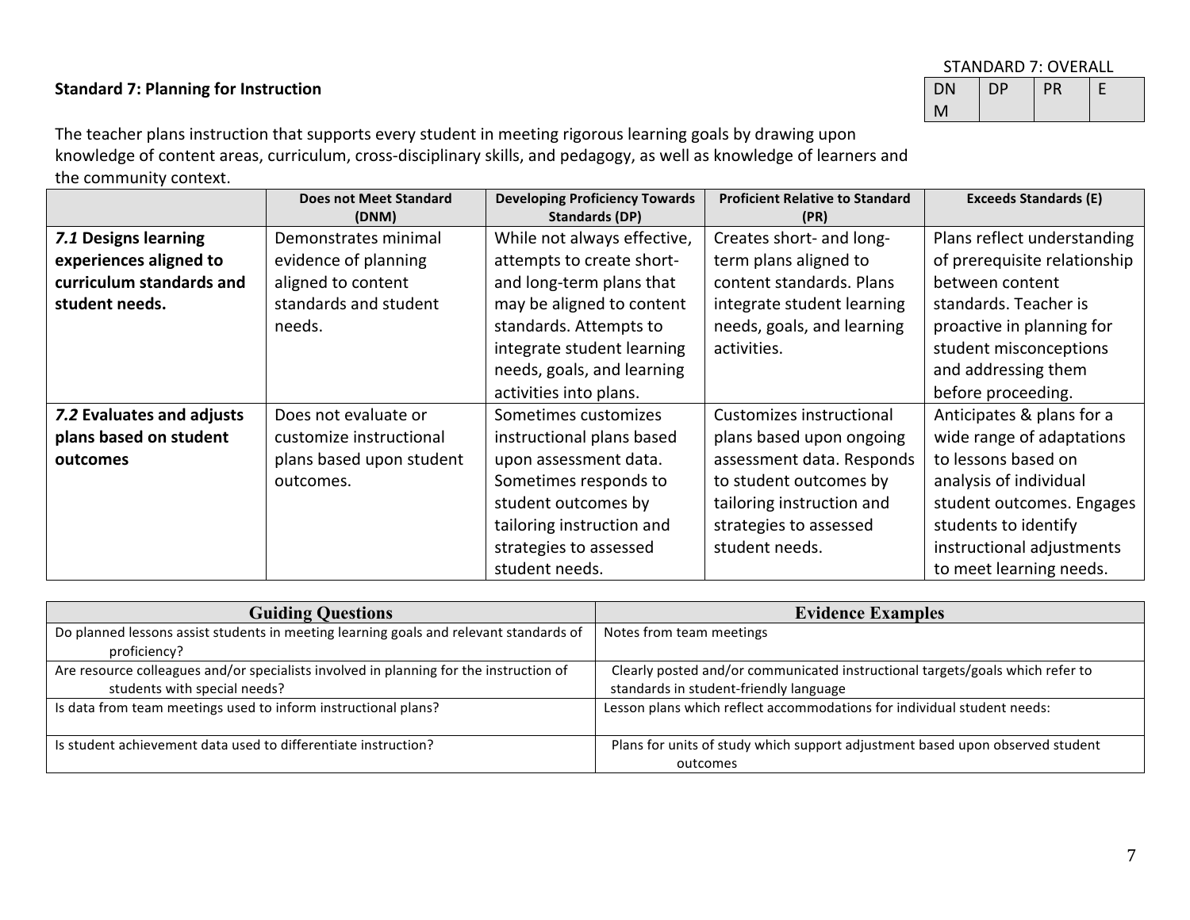STANDARD 7: OVERALL

| DNM | DP | PR | E |
|---|---|---|---|

**Standard 7: Planning for Instruction**

The teacher plans instruction that supports every student in meeting rigorous learning goals by drawing upon knowledge of content areas, curriculum, cross-disciplinary skills, and pedagogy, as well as knowledge of learners and the community context.

| | Does not Meet Standard (DNM) | Developing Proficiency Towards Standards (DP) | Proficient Relative to Standard (PR) | Exceeds Standards (E) |
|---|---|---|---|---|
| ***7.1* Designs learning experiences aligned to curriculum standards and student needs.** | Demonstrates minimal evidence of planning aligned to content standards and student needs. | While not always effective, attempts to create short- and long-term plans that may be aligned to content standards. Attempts to integrate student learning needs, goals, and learning activities into plans. | Creates short- and long-term plans aligned to content standards. Plans integrate student learning needs, goals, and learning activities. | Plans reflect understanding of prerequisite relationship between content standards. Teacher is proactive in planning for student misconceptions and addressing them before proceeding. |
| ***7.2* Evaluates and adjusts plans based on student outcomes** | Does not evaluate or customize instructional plans based upon student outcomes. | Sometimes customizes instructional plans based upon assessment data. Sometimes responds to student outcomes by tailoring instruction and strategies to assessed student needs. | Customizes instructional plans based upon ongoing assessment data. Responds to student outcomes by tailoring instruction and strategies to assessed student needs. | Anticipates & plans for a wide range of adaptations to lessons based on analysis of individual student outcomes. Engages students to identify instructional adjustments to meet learning needs. |

| Guiding Questions | Evidence Examples |
|---|---|
| Do planned lessons assist students in meeting learning goals and relevant standards of proficiency? | Notes from team meetings |
| Are resource colleagues and/or specialists involved in planning for the instruction of students with special needs? | Clearly posted and/or communicated instructional targets/goals which refer to standards in student-friendly language |
| Is data from team meetings used to inform instructional plans? | Lesson plans which reflect accommodations for individual student needs: |
| Is student achievement data used to differentiate instruction? | Plans for units of study which support adjustment based upon observed student outcomes |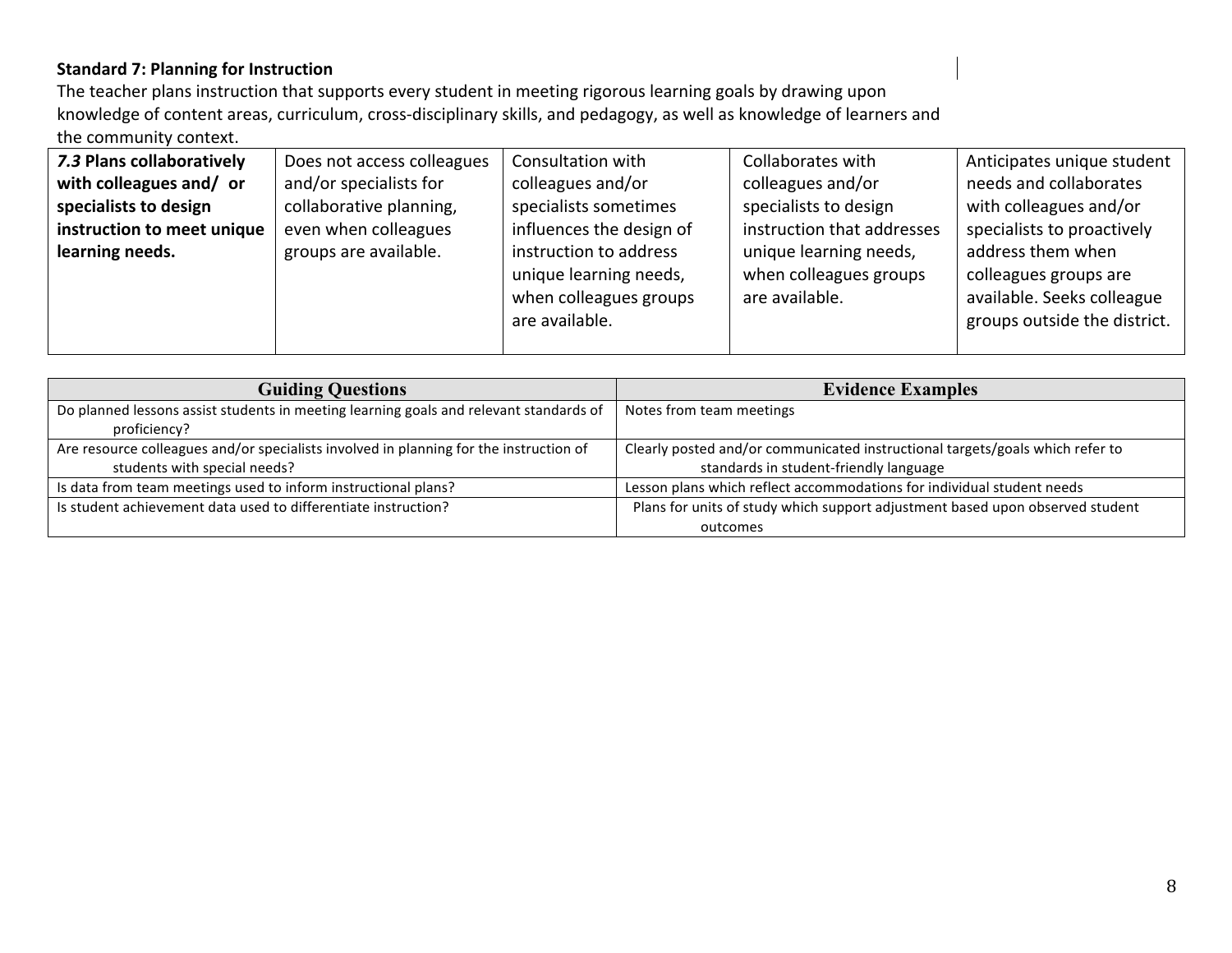**Standard 7: Planning for Instruction**

The teacher plans instruction that supports every student in meeting rigorous learning goals by drawing upon knowledge of content areas, curriculum, cross-disciplinary skills, and pedagogy, as well as knowledge of learners and the community context.

| | | | | |
|---|---|---|---|---|
| ***7.3*** **Plans collaboratively with colleagues and/ or specialists to design instruction to meet unique learning needs.** | Does not access colleagues and/or specialists for collaborative planning, even when colleagues groups are available. | Consultation with colleagues and/or specialists sometimes influences the design of instruction to address unique learning needs, when colleagues groups are available. | Collaborates with colleagues and/or specialists to design instruction that addresses unique learning needs, when colleagues groups are available. | Anticipates unique student needs and collaborates with colleagues and/or specialists to proactively address them when colleagues groups are available. Seeks colleague groups outside the district. |

| Guiding Questions | Evidence Examples |
|---|---|
| Do planned lessons assist students in meeting learning goals and relevant standards of proficiency? | Notes from team meetings |
| Are resource colleagues and/or specialists involved in planning for the instruction of students with special needs? | Clearly posted and/or communicated instructional targets/goals which refer to standards in student-friendly language |
| Is data from team meetings used to inform instructional plans? | Lesson plans which reflect accommodations for individual student needs |
| Is student achievement data used to differentiate instruction? | Plans for units of study which support adjustment based upon observed student outcomes |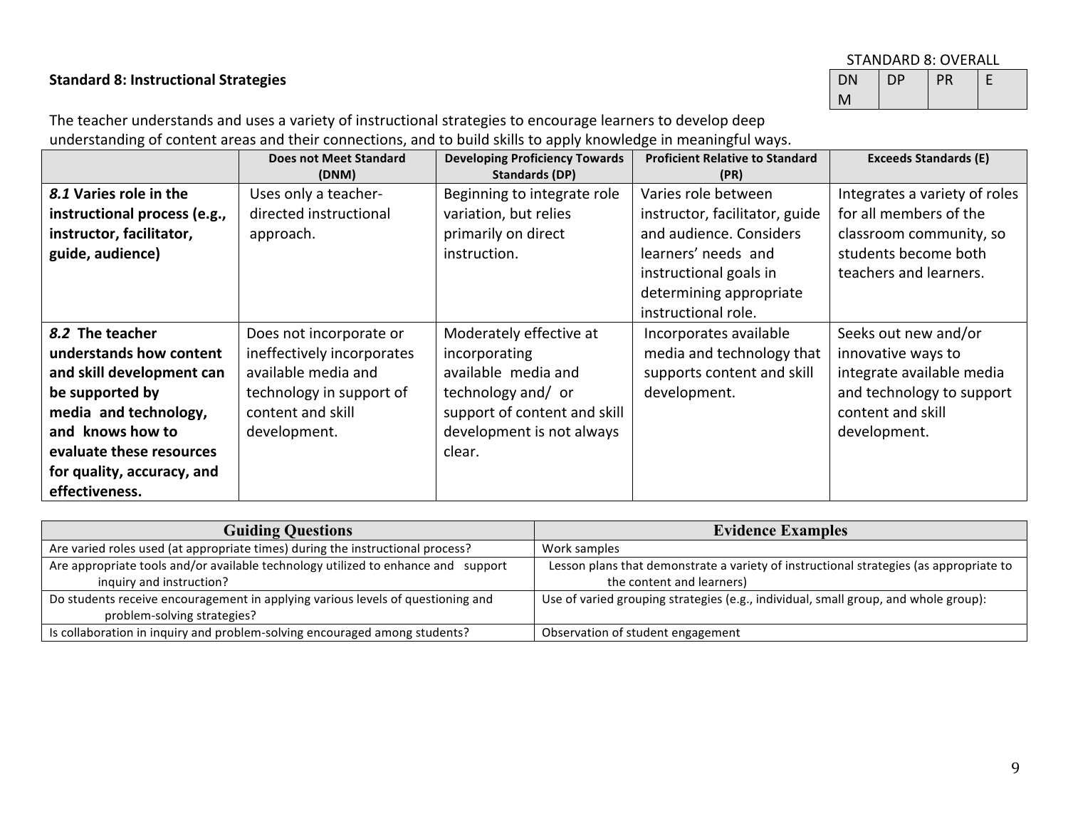STANDARD 8: OVERALL

| DNM | DP | PR | E |
|---|---|---|---|
| | | | |

### Standard 8: Instructional Strategies

The teacher understands and uses a variety of instructional strategies to encourage learners to develop deep understanding of content areas and their connections, and to build skills to apply knowledge in meaningful ways.

| | Does not Meet Standard (DNM) | Developing Proficiency Towards Standards (DP) | Proficient Relative to Standard (PR) | Exceeds Standards (E) |
|---|---|---|---|---|
| ***8.1*** **Varies role in the instructional process (e.g., instructor, facilitator, guide, audience)** | Uses only a teacher-directed instructional approach. | Beginning to integrate role variation, but relies primarily on direct instruction. | Varies role between instructor, facilitator, guide and audience. Considers learners' needs and instructional goals in determining appropriate instructional role. | Integrates a variety of roles for all members of the classroom community, so students become both teachers and learners. |
| ***8.2*** **The teacher understands how content and skill development can be supported by media and technology, and knows how to evaluate these resources for quality, accuracy, and effectiveness.** | Does not incorporate or ineffectively incorporates available media and technology in support of content and skill development. | Moderately effective at incorporating available media and technology and/ or support of content and skill development is not always clear. | Incorporates available media and technology that supports content and skill development. | Seeks out new and/or innovative ways to integrate available media and technology to support content and skill development. |

| Guiding Questions | Evidence Examples |
|---|---|
| Are varied roles used (at appropriate times) during the instructional process? | Work samples |
| Are appropriate tools and/or available technology utilized to enhance and support inquiry and instruction? | Lesson plans that demonstrate a variety of instructional strategies (as appropriate to the content and learners) |
| Do students receive encouragement in applying various levels of questioning and problem-solving strategies? | Use of varied grouping strategies (e.g., individual, small group, and whole group): |
| Is collaboration in inquiry and problem-solving encouraged among students? | Observation of student engagement |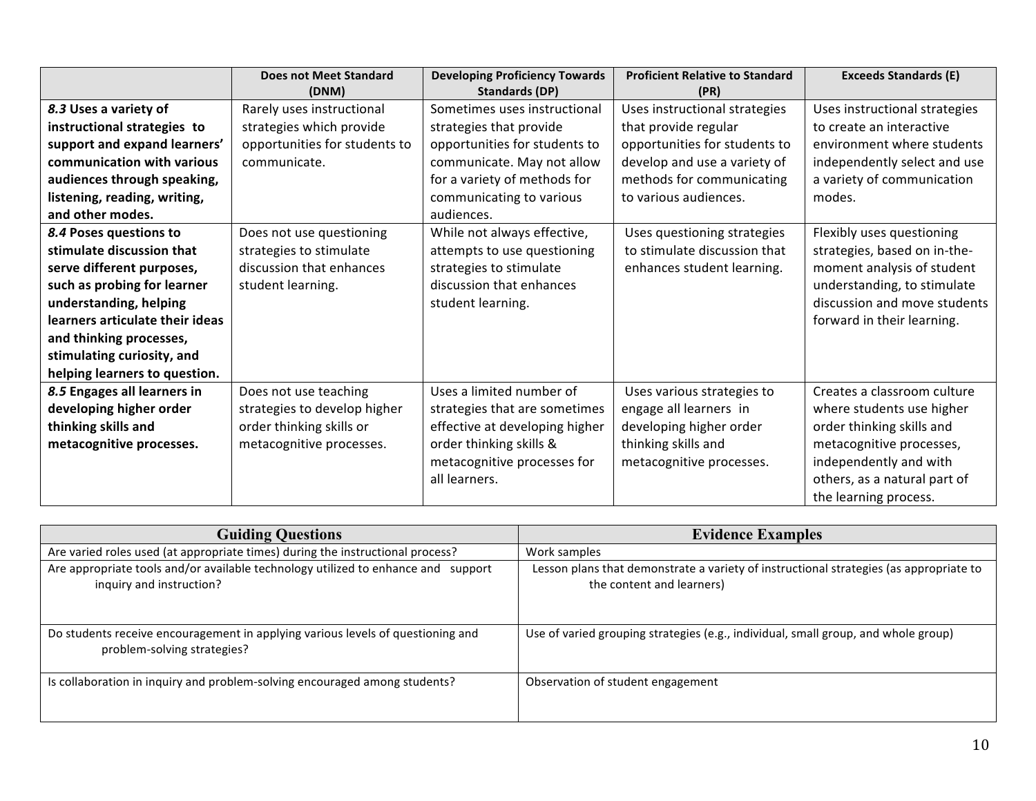| | Does not Meet Standard (DNM) | Developing Proficiency Towards Standards (DP) | Proficient Relative to Standard (PR) | Exceeds Standards (E) |
|---|---|---|---|---|
| ***8.3* Uses a variety of instructional strategies to support and expand learners' communication with various audiences through speaking, listening, reading, writing, and other modes.** | Rarely uses instructional strategies which provide opportunities for students to communicate. | Sometimes uses instructional strategies that provide opportunities for students to communicate. May not allow for a variety of methods for communicating to various audiences. | Uses instructional strategies that provide regular opportunities for students to develop and use a variety of methods for communicating to various audiences. | Uses instructional strategies to create an interactive environment where students independently select and use a variety of communication modes. |
| ***8.4* Poses questions to stimulate discussion that serve different purposes, such as probing for learner understanding, helping learners articulate their ideas and thinking processes, stimulating curiosity, and helping learners to question.** | Does not use questioning strategies to stimulate discussion that enhances student learning. | While not always effective, attempts to use questioning strategies to stimulate discussion that enhances student learning. | Uses questioning strategies to stimulate discussion that enhances student learning. | Flexibly uses questioning strategies, based on in-the-moment analysis of student understanding, to stimulate discussion and move students forward in their learning. |
| ***8.5* Engages all learners in developing higher order thinking skills and metacognitive processes.** | Does not use teaching strategies to develop higher order thinking skills or metacognitive processes. | Uses a limited number of strategies that are sometimes effective at developing higher order thinking skills & metacognitive processes for all learners. | Uses various strategies to engage all learners in developing higher order thinking skills and metacognitive processes. | Creates a classroom culture where students use higher order thinking skills and metacognitive processes, independently and with others, as a natural part of the learning process. |

| Guiding Questions | Evidence Examples |
|---|---|
| Are varied roles used (at appropriate times) during the instructional process? | Work samples |
| Are appropriate tools and/or available technology utilized to enhance and support inquiry and instruction? | Lesson plans that demonstrate a variety of instructional strategies (as appropriate to the content and learners) |
| Do students receive encouragement in applying various levels of questioning and problem-solving strategies? | Use of varied grouping strategies (e.g., individual, small group, and whole group) |
| Is collaboration in inquiry and problem-solving encouraged among students? | Observation of student engagement |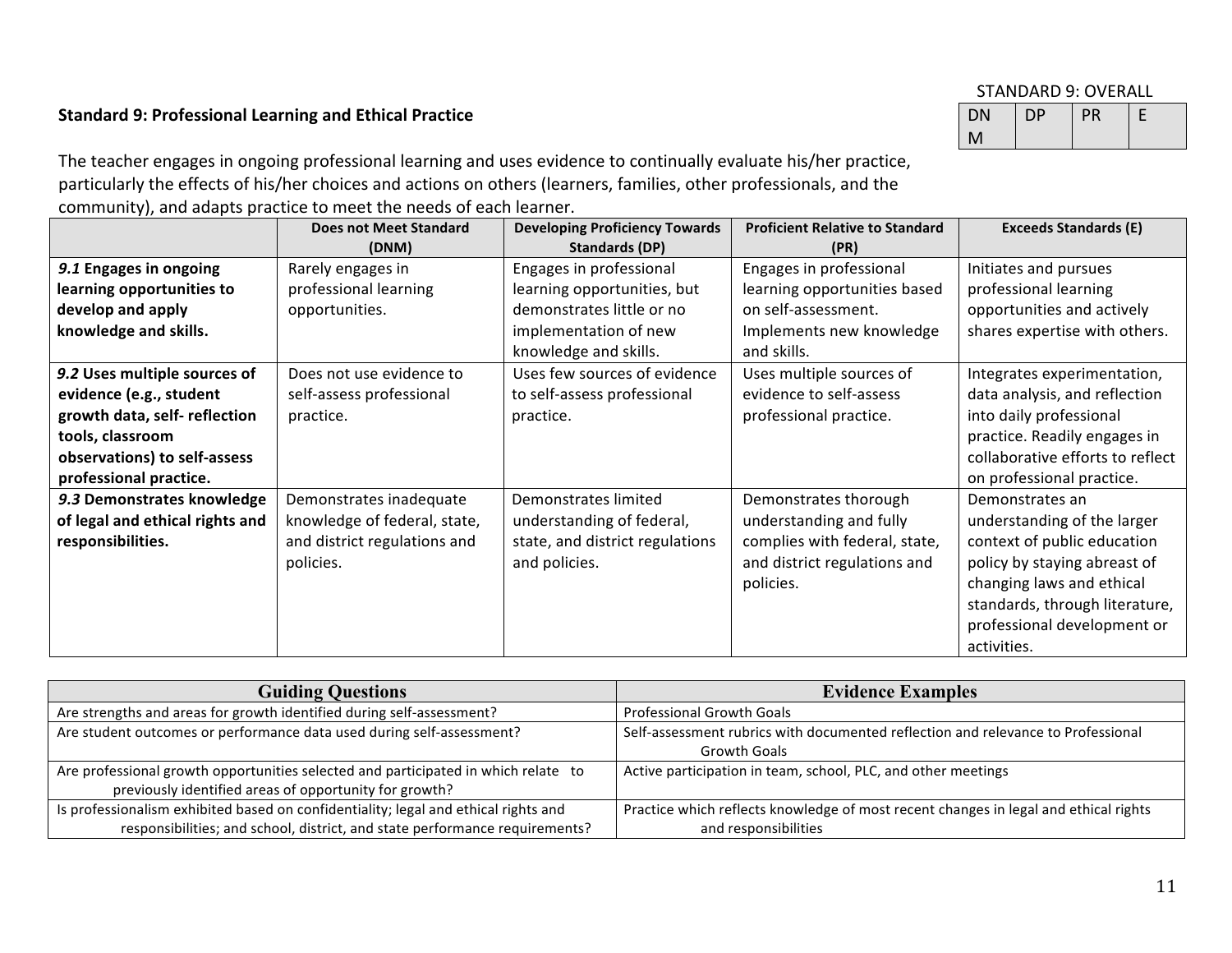STANDARD 9: OVERALL

| DNM | DP | PR | E |
|---|---|---|---|
| | | | |

### Standard 9: Professional Learning and Ethical Practice

The teacher engages in ongoing professional learning and uses evidence to continually evaluate his/her practice, particularly the effects of his/her choices and actions on others (learners, families, other professionals, and the community), and adapts practice to meet the needs of each learner.

| | Does not Meet Standard (DNM) | Developing Proficiency Towards Standards (DP) | Proficient Relative to Standard (PR) | Exceeds Standards (E) |
|---|---|---|---|---|
| ***9.1*** **Engages in ongoing learning opportunities to develop and apply knowledge and skills.** | Rarely engages in professional learning opportunities. | Engages in professional learning opportunities, but demonstrates little or no implementation of new knowledge and skills. | Engages in professional learning opportunities based on self-assessment. Implements new knowledge and skills. | Initiates and pursues professional learning opportunities and actively shares expertise with others. |
| ***9.2*** **Uses multiple sources of evidence (e.g., student growth data, self- reflection tools, classroom observations) to self-assess professional practice.** | Does not use evidence to self-assess professional practice. | Uses few sources of evidence to self-assess professional practice. | Uses multiple sources of evidence to self-assess professional practice. | Integrates experimentation, data analysis, and reflection into daily professional practice. Readily engages in collaborative efforts to reflect on professional practice. |
| ***9.3*** **Demonstrates knowledge of legal and ethical rights and responsibilities.** | Demonstrates inadequate knowledge of federal, state, and district regulations and policies. | Demonstrates limited understanding of federal, state, and district regulations and policies. | Demonstrates thorough understanding and fully complies with federal, state, and district regulations and policies. | Demonstrates an understanding of the larger context of public education policy by staying abreast of changing laws and ethical standards, through literature, professional development or activities. |

| Guiding Questions | Evidence Examples |
|---|---|
| Are strengths and areas for growth identified during self-assessment? | Professional Growth Goals |
| Are student outcomes or performance data used during self-assessment? | Self-assessment rubrics with documented reflection and relevance to Professional Growth Goals |
| Are professional growth opportunities selected and participated in which relate to previously identified areas of opportunity for growth? | Active participation in team, school, PLC, and other meetings |
| Is professionalism exhibited based on confidentiality; legal and ethical rights and responsibilities; and school, district, and state performance requirements? | Practice which reflects knowledge of most recent changes in legal and ethical rights and responsibilities |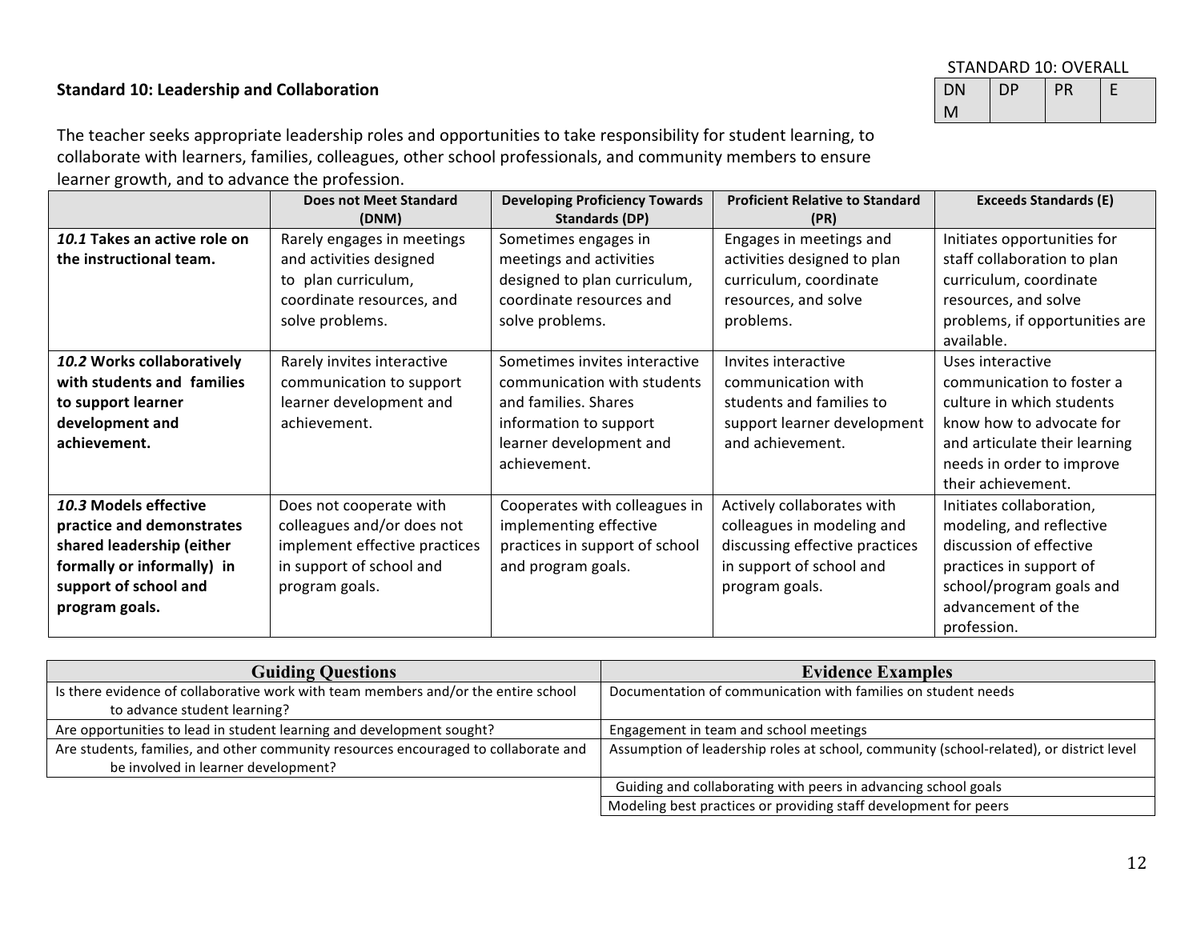STANDARD 10: OVERALL

| DNM | DP | PR | E |
|---|---|---|---|
| | | | |

**Standard 10: Leadership and Collaboration**

The teacher seeks appropriate leadership roles and opportunities to take responsibility for student learning, to collaborate with learners, families, colleagues, other school professionals, and community members to ensure learner growth, and to advance the profession.

| | Does not Meet Standard (DNM) | Developing Proficiency Towards Standards (DP) | Proficient Relative to Standard (PR) | Exceeds Standards (E) |
|---|---|---|---|---|
| ***10.1* Takes an active role on the instructional team.** | Rarely engages in meetings and activities designed to plan curriculum, coordinate resources, and solve problems. | Sometimes engages in meetings and activities designed to plan curriculum, coordinate resources and solve problems. | Engages in meetings and activities designed to plan curriculum, coordinate resources, and solve problems. | Initiates opportunities for staff collaboration to plan curriculum, coordinate resources, and solve problems, if opportunities are available. |
| ***10.2* Works collaboratively with students and families to support learner development and achievement.** | Rarely invites interactive communication to support learner development and achievement. | Sometimes invites interactive communication with students and families. Shares information to support learner development and achievement. | Invites interactive communication with students and families to support learner development and achievement. | Uses interactive communication to foster a culture in which students know how to advocate for and articulate their learning needs in order to improve their achievement. |
| ***10.3* Models effective practice and demonstrates shared leadership (either formally or informally) in support of school and program goals.** | Does not cooperate with colleagues and/or does not implement effective practices in support of school and program goals. | Cooperates with colleagues in implementing effective practices in support of school and program goals. | Actively collaborates with colleagues in modeling and discussing effective practices in support of school and program goals. | Initiates collaboration, modeling, and reflective discussion of effective practices in support of school/program goals and advancement of the profession. |

| Guiding Questions | Evidence Examples |
|---|---|
| Is there evidence of collaborative work with team members and/or the entire school to advance student learning? | Documentation of communication with families on student needs |
| Are opportunities to lead in student learning and development sought? | Engagement in team and school meetings |
| Are students, families, and other community resources encouraged to collaborate and be involved in learner development? | Assumption of leadership roles at school, community (school-related), or district level |
| | Guiding and collaborating with peers in advancing school goals |
| | Modeling best practices or providing staff development for peers |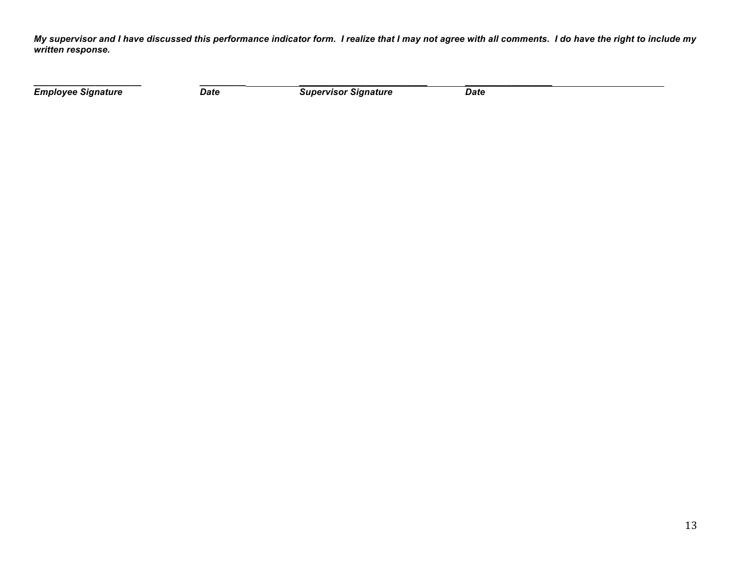***My supervisor and I have discussed this performance indicator form. I realize that I may not agree with all comments. I do have the right to include my written response.***

| | | | |
|---|---|---|---|
| ***Employee Signature*** | ***Date*** | ***Supervisor Signature*** | ***Date*** |